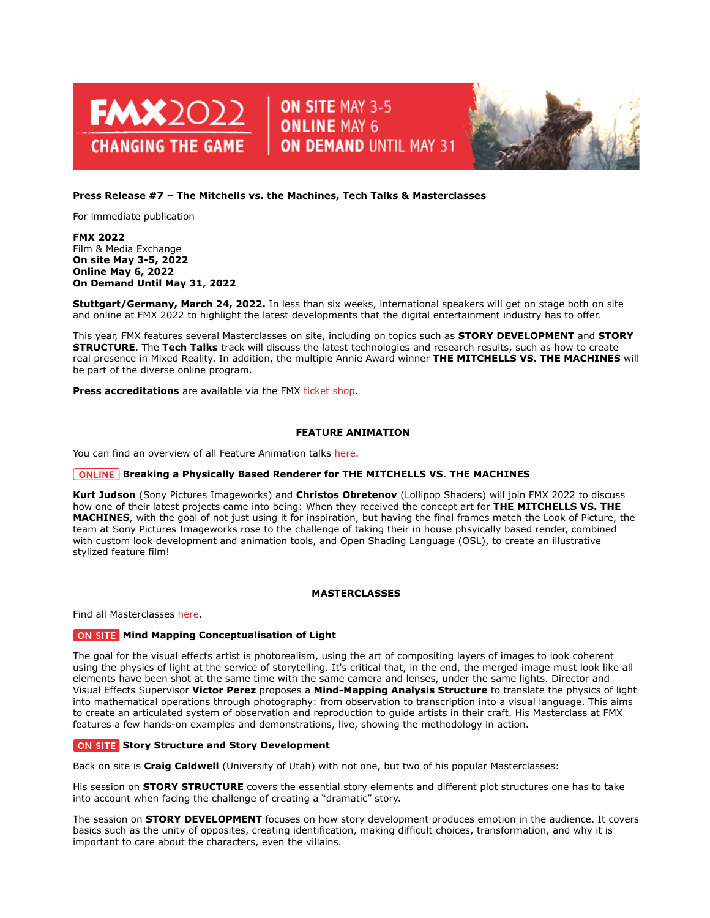FMX2022 CHANGING THE GAME | ON SITE MAY 3-5 | ONLINE MAY 6 | ON DEMAND UNTIL MAY 31

**Press Release #7 – The Mitchells vs. the Machines, Tech Talks & Masterclasses**

For immediate publication

**FMX 2022**
Film & Media Exchange
**On site May 3-5, 2022**
**Online May 6, 2022**
**On Demand Until May 31, 2022**

**Stuttgart/Germany, March 24, 2022.** In less than six weeks, international speakers will get on stage both on site and online at FMX 2022 to highlight the latest developments that the digital entertainment industry has to offer.

This year, FMX features several Masterclasses on site, including on topics such as **STORY DEVELOPMENT** and **STORY STRUCTURE**. The **Tech Talks** track will discuss the latest technologies and research results, such as how to create real presence in Mixed Reality. In addition, the multiple Annie Award winner **THE MITCHELLS VS. THE MACHINES** will be part of the diverse online program.

**Press accreditations** are available via the FMX ticket shop.

## FEATURE ANIMATION

You can find an overview of all Feature Animation talks here.

### ONLINE Breaking a Physically Based Renderer for THE MITCHELLS VS. THE MACHINES

**Kurt Judson** (Sony Pictures Imageworks) and **Christos Obretenov** (Lollipop Shaders) will join FMX 2022 to discuss how one of their latest projects came into being: When they received the concept art for **THE MITCHELLS VS. THE MACHINES**, with the goal of not just using it for inspiration, but having the final frames match the Look of Picture, the team at Sony Pictures Imageworks rose to the challenge of taking their in house phsyically based render, combined with custom look development and animation tools, and Open Shading Language (OSL), to create an illustrative stylized feature film!

## MASTERCLASSES

Find all Masterclasses here.

### ON SITE Mind Mapping Conceptualisation of Light

The goal for the visual effects artist is photorealism, using the art of compositing layers of images to look coherent using the physics of light at the service of storytelling. It's critical that, in the end, the merged image must look like all elements have been shot at the same time with the same camera and lenses, under the same lights. Director and Visual Effects Supervisor **Victor Perez** proposes a **Mind-Mapping Analysis Structure** to translate the physics of light into mathematical operations through photography: from observation to transcription into a visual language. This aims to create an articulated system of observation and reproduction to guide artists in their craft. His Masterclass at FMX features a few hands-on examples and demonstrations, live, showing the methodology in action.

### ON SITE Story Structure and Story Development

Back on site is **Craig Caldwell** (University of Utah) with not one, but two of his popular Masterclasses:

His session on **STORY STRUCTURE** covers the essential story elements and different plot structures one has to take into account when facing the challenge of creating a "dramatic" story.

The session on **STORY DEVELOPMENT** focuses on how story development produces emotion in the audience. It covers basics such as the unity of opposites, creating identification, making difficult choices, transformation, and why it is important to care about the characters, even the villains.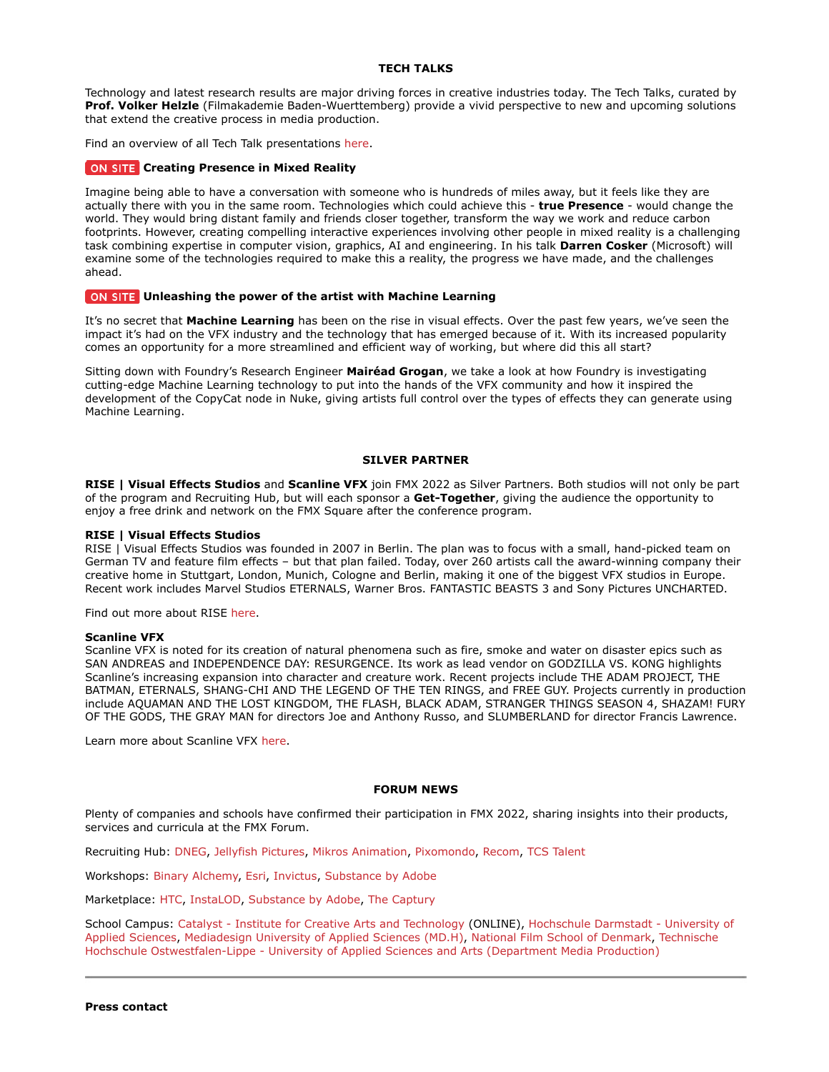## TECH TALKS

Technology and latest research results are major driving forces in creative industries today. The Tech Talks, curated by **Prof. Volker Helzle** (Filmakademie Baden-Wuerttemberg) provide a vivid perspective to new and upcoming solutions that extend the creative process in media production.

Find an overview of all Tech Talk presentations here.

### ON SITE **Creating Presence in Mixed Reality**

Imagine being able to have a conversation with someone who is hundreds of miles away, but it feels like they are actually there with you in the same room. Technologies which could achieve this - **true Presence** - would change the world. They would bring distant family and friends closer together, transform the way we work and reduce carbon footprints. However, creating compelling interactive experiences involving other people in mixed reality is a challenging task combining expertise in computer vision, graphics, AI and engineering. In his talk **Darren Cosker** (Microsoft) will examine some of the technologies required to make this a reality, the progress we have made, and the challenges ahead.

### ON SITE **Unleashing the power of the artist with Machine Learning**

It's no secret that **Machine Learning** has been on the rise in visual effects. Over the past few years, we've seen the impact it's had on the VFX industry and the technology that has emerged because of it. With its increased popularity comes an opportunity for a more streamlined and efficient way of working, but where did this all start?

Sitting down with Foundry's Research Engineer **Mairéad Grogan**, we take a look at how Foundry is investigating cutting-edge Machine Learning technology to put into the hands of the VFX community and how it inspired the development of the CopyCat node in Nuke, giving artists full control over the types of effects they can generate using Machine Learning.

## SILVER PARTNER

**RISE | Visual Effects Studios** and **Scanline VFX** join FMX 2022 as Silver Partners. Both studios will not only be part of the program and Recruiting Hub, but will each sponsor a **Get-Together**, giving the audience the opportunity to enjoy a free drink and network on the FMX Square after the conference program.

**RISE | Visual Effects Studios**
RISE | Visual Effects Studios was founded in 2007 in Berlin. The plan was to focus with a small, hand-picked team on German TV and feature film effects – but that plan failed. Today, over 260 artists call the award-winning company their creative home in Stuttgart, London, Munich, Cologne and Berlin, making it one of the biggest VFX studios in Europe. Recent work includes Marvel Studios ETERNALS, Warner Bros. FANTASTIC BEASTS 3 and Sony Pictures UNCHARTED.

Find out more about RISE here.

**Scanline VFX**
Scanline VFX is noted for its creation of natural phenomena such as fire, smoke and water on disaster epics such as SAN ANDREAS and INDEPENDENCE DAY: RESURGENCE. Its work as lead vendor on GODZILLA VS. KONG highlights Scanline's increasing expansion into character and creature work. Recent projects include THE ADAM PROJECT, THE BATMAN, ETERNALS, SHANG-CHI AND THE LEGEND OF THE TEN RINGS, and FREE GUY. Projects currently in production include AQUAMAN AND THE LOST KINGDOM, THE FLASH, BLACK ADAM, STRANGER THINGS SEASON 4, SHAZAM! FURY OF THE GODS, THE GRAY MAN for directors Joe and Anthony Russo, and SLUMBERLAND for director Francis Lawrence.

Learn more about Scanline VFX here.

## FORUM NEWS

Plenty of companies and schools have confirmed their participation in FMX 2022, sharing insights into their products, services and curricula at the FMX Forum.

Recruiting Hub: DNEG, Jellyfish Pictures, Mikros Animation, Pixomondo, Recom, TCS Talent

Workshops: Binary Alchemy, Esri, Invictus, Substance by Adobe

Marketplace: HTC, InstaLOD, Substance by Adobe, The Captury

School Campus: Catalyst - Institute for Creative Arts and Technology (ONLINE), Hochschule Darmstadt - University of Applied Sciences, Mediadesign University of Applied Sciences (MD.H), National Film School of Denmark, Technische Hochschule Ostwestfalen-Lippe - University of Applied Sciences and Arts (Department Media Production)

---

**Press contact**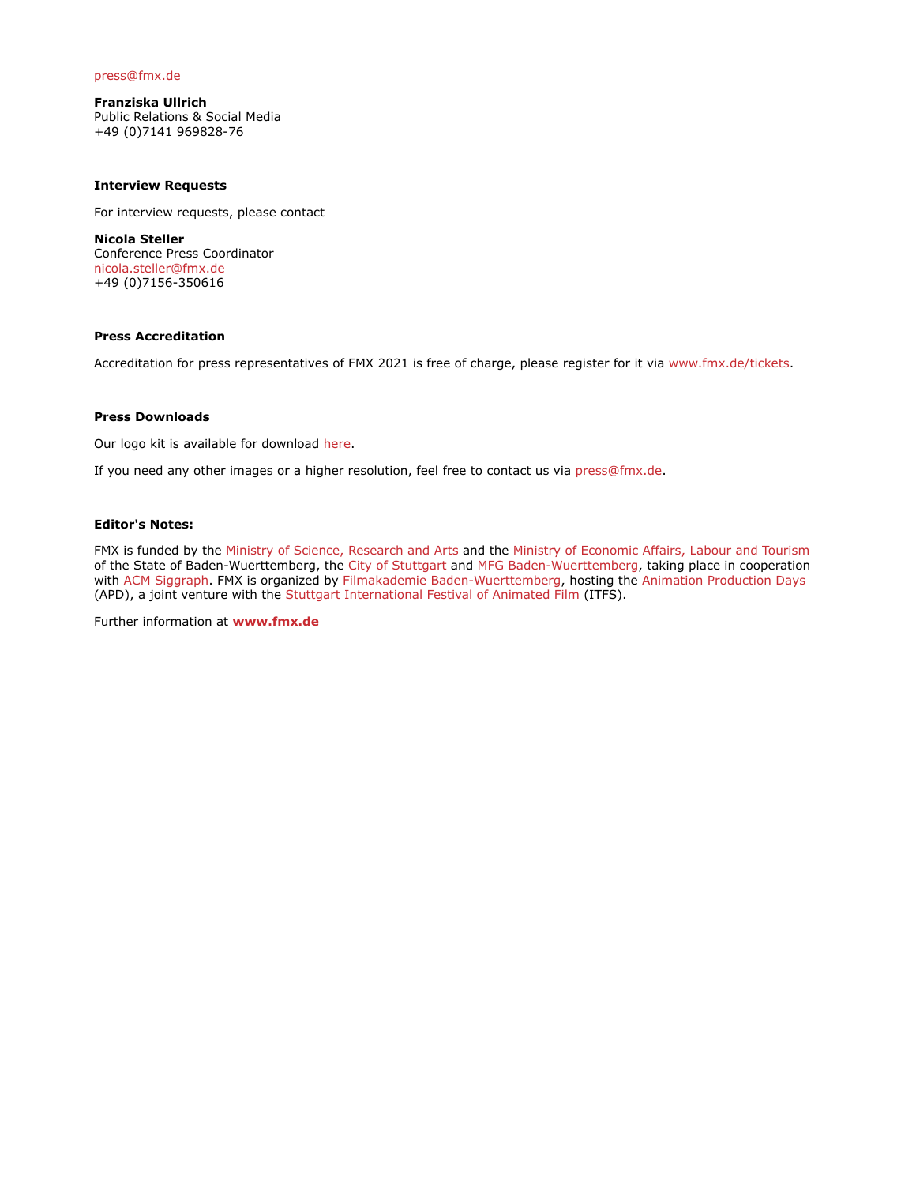press@fmx.de

**Franziska Ullrich**
Public Relations & Social Media
+49 (0)7141 969828-76

### Interview Requests

For interview requests, please contact

**Nicola Steller**
Conference Press Coordinator
nicola.steller@fmx.de
+49 (0)7156-350616

### Press Accreditation

Accreditation for press representatives of FMX 2021 is free of charge, please register for it via www.fmx.de/tickets.

### Press Downloads

Our logo kit is available for download here.

If you need any other images or a higher resolution, feel free to contact us via press@fmx.de.

### Editor's Notes:

FMX is funded by the Ministry of Science, Research and Arts and the Ministry of Economic Affairs, Labour and Tourism of the State of Baden-Wuerttemberg, the City of Stuttgart and MFG Baden-Wuerttemberg, taking place in cooperation with ACM Siggraph. FMX is organized by Filmakademie Baden-Wuerttemberg, hosting the Animation Production Days (APD), a joint venture with the Stuttgart International Festival of Animated Film (ITFS).

Further information at **www.fmx.de**